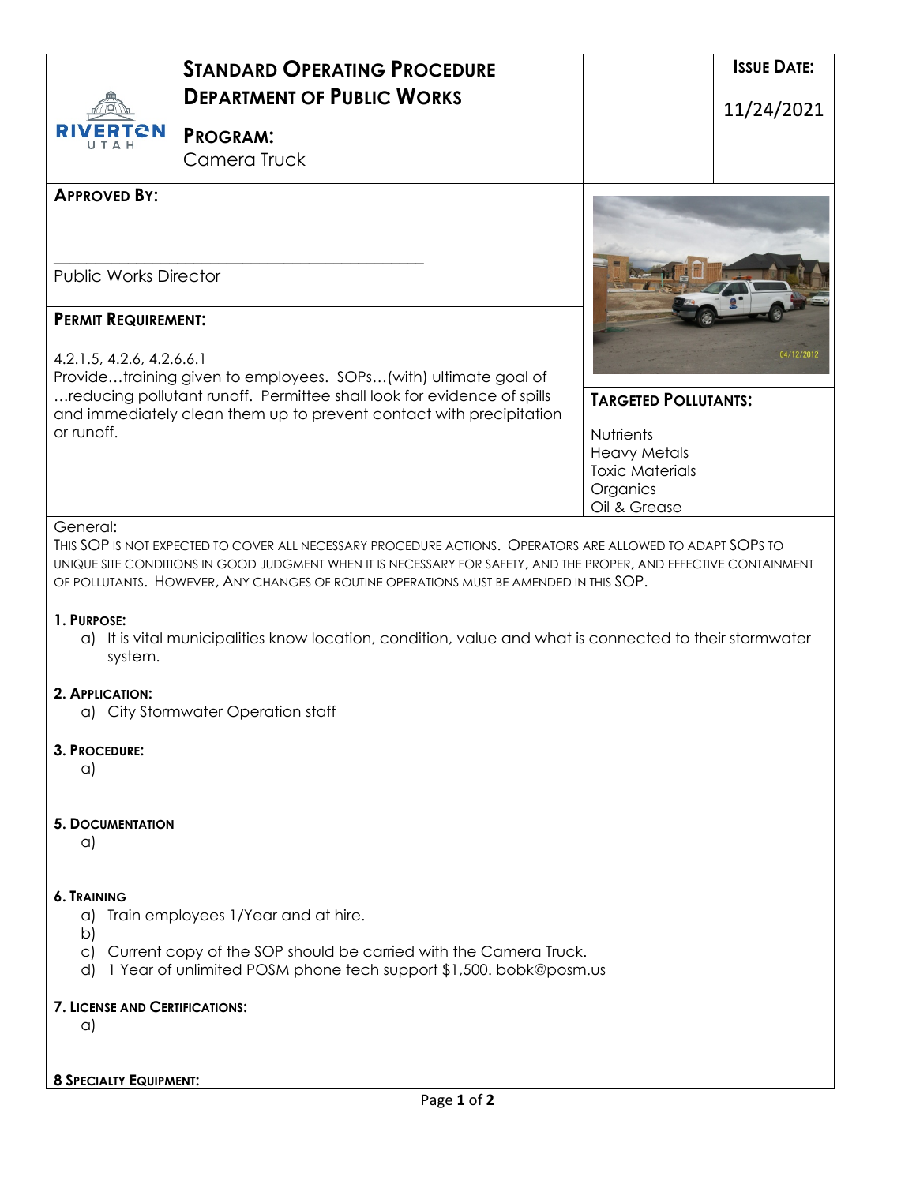**RIVERTON UTAH**

# STANDARD OPERATING PROCEDURE
# DEPARTMENT OF PUBLIC WORKS

**PROGRAM:**
Camera Truck

**ISSUE DATE:**
11/24/2021

**APPROVED BY:**

______________________________________________
Public Works Director

**PERMIT REQUIREMENT:**

4.2.1.5, 4.2.6, 4.2.6.6.1
Provide…training given to employees. SOPs…(with) ultimate goal of …reducing pollutant runoff. Permittee shall look for evidence of spills and immediately clean them up to prevent contact with precipitation or runoff.

**TARGETED POLLUTANTS:**

Nutrients
Heavy Metals
Toxic Materials
Organics
Oil & Grease

General:
THIS SOP IS NOT EXPECTED TO COVER ALL NECESSARY PROCEDURE ACTIONS. OPERATORS ARE ALLOWED TO ADAPT SOPS TO UNIQUE SITE CONDITIONS IN GOOD JUDGMENT WHEN IT IS NECESSARY FOR SAFETY, AND THE PROPER, AND EFFECTIVE CONTAINMENT OF POLLUTANTS. HOWEVER, ANY CHANGES OF ROUTINE OPERATIONS MUST BE AMENDED IN THIS SOP.

**1. PURPOSE:**
a) It is vital municipalities know location, condition, value and what is connected to their stormwater system.

**2. APPLICATION:**
a) City Stormwater Operation staff

**3. PROCEDURE:**
a)

**5. DOCUMENTATION**
a)

**6. TRAINING**
a) Train employees 1/Year and at hire.
b)
c) Current copy of the SOP should be carried with the Camera Truck.
d) 1 Year of unlimited POSM phone tech support $1,500. bobk@posm.us

**7. LICENSE AND CERTIFICATIONS:**
a)

**8 SPECIALTY EQUIPMENT:**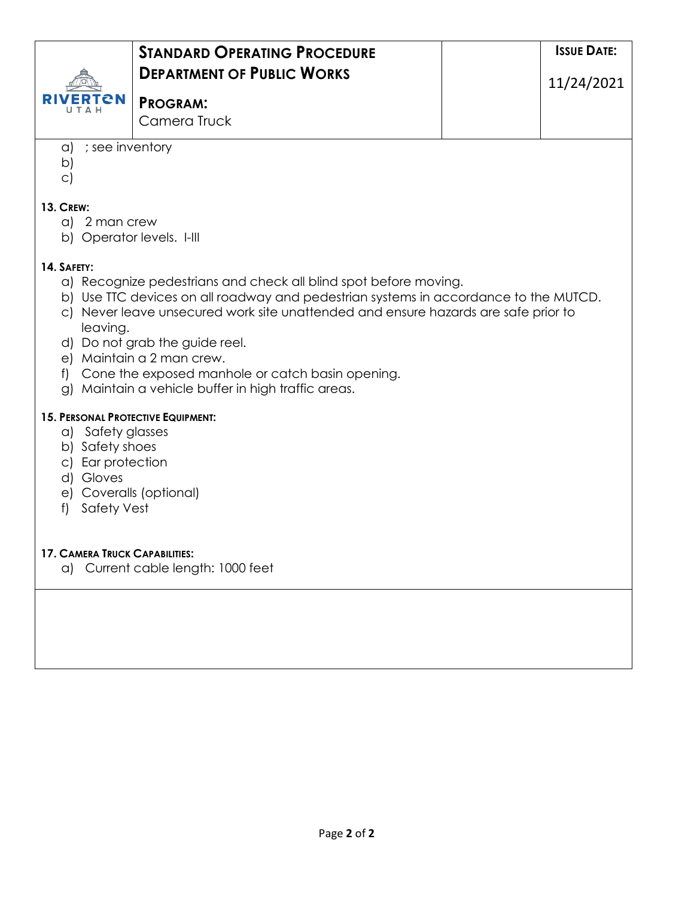| | **STANDARD OPERATING PROCEDURE** **DEPARTMENT OF PUBLIC WORKS** **PROGRAM:** Camera Truck | | **ISSUE DATE:** 11/24/2021 |
|---|---|---|---|

a) ; see inventory
b)
c)

**13. CREW:**

a) 2 man crew
b) Operator levels. I-III

**14. SAFETY:**

a) Recognize pedestrians and check all blind spot before moving.
b) Use TTC devices on all roadway and pedestrian systems in accordance to the MUTCD.
c) Never leave unsecured work site unattended and ensure hazards are safe prior to leaving.
d) Do not grab the guide reel.
e) Maintain a 2 man crew.
f) Cone the exposed manhole or catch basin opening.
g) Maintain a vehicle buffer in high traffic areas.

**15. PERSONAL PROTECTIVE EQUIPMENT:**

a) Safety glasses
b) Safety shoes
c) Ear protection
d) Gloves
e) Coveralls (optional)
f) Safety Vest

**17. CAMERA TRUCK CAPABILITIES:**

a) Current cable length: 1000 feet